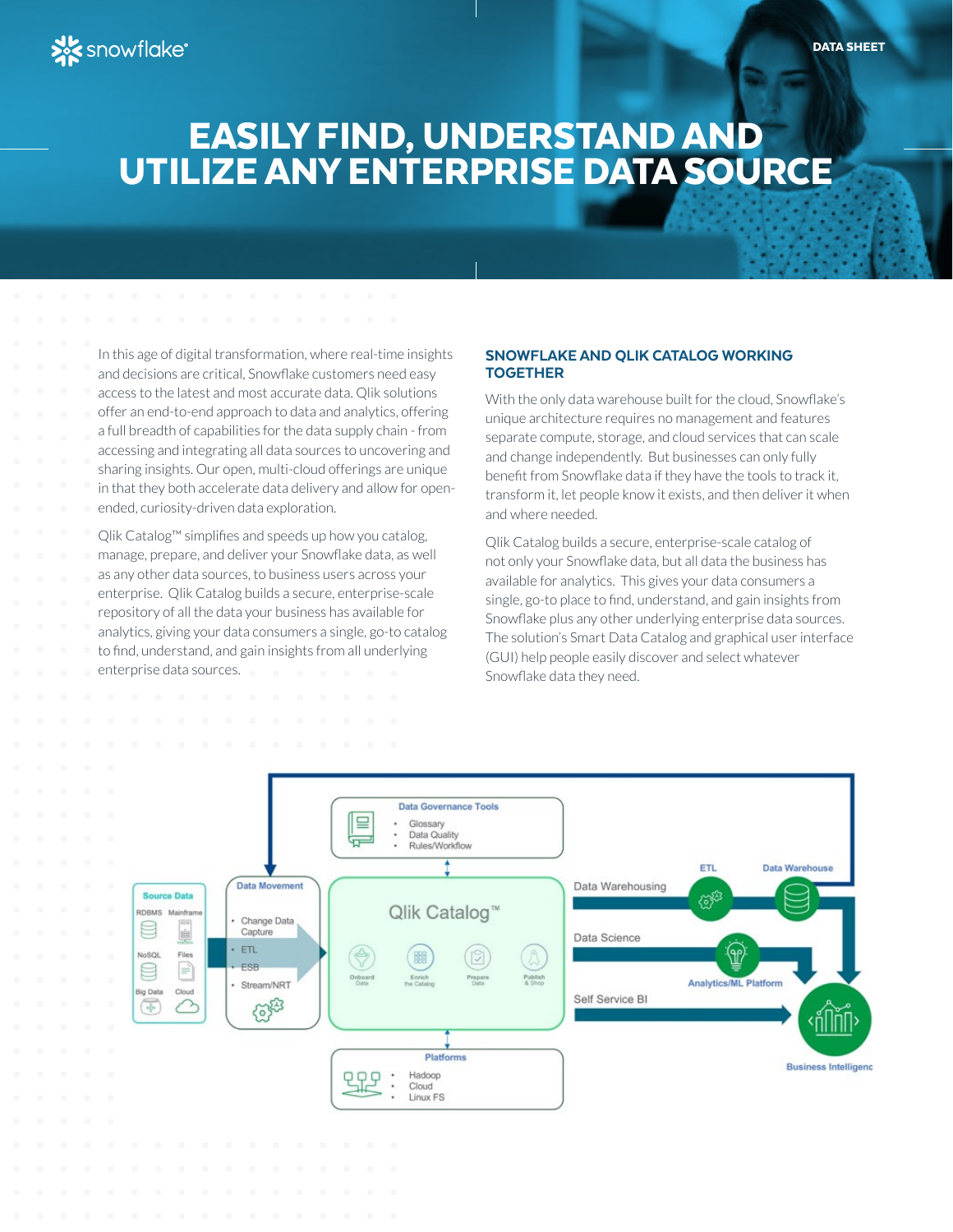# EASILY FIND, UNDERSTAND AND UTILIZE ANY ENTERPRISE DATA SOURCE

In this age of digital transformation, where real-time insights and decisions are critical, Snowflake customers need easy access to the latest and most accurate data. Qlik solutions offer an end-to-end approach to data and analytics, offering a full breadth of capabilities for the data supply chain - from accessing and integrating all data sources to uncovering and sharing insights. Our open, multi-cloud offerings are unique in that they both accelerate data delivery and allow for open-ended, curiosity-driven data exploration.

Qlik Catalog™ simplifies and speeds up how you catalog, manage, prepare, and deliver your Snowflake data, as well as any other data sources, to business users across your enterprise. Qlik Catalog builds a secure, enterprise-scale repository of all the data your business has available for analytics, giving your data consumers a single, go-to catalog to find, understand, and gain insights from all underlying enterprise data sources.

## SNOWFLAKE AND QLIK CATALOG WORKING TOGETHER

With the only data warehouse built for the cloud, Snowflake's unique architecture requires no management and features separate compute, storage, and cloud services that can scale and change independently. But businesses can only fully benefit from Snowflake data if they have the tools to track it, transform it, let people know it exists, and then deliver it when and where needed.

Qlik Catalog builds a secure, enterprise-scale catalog of not only your Snowflake data, but all data the business has available for analytics. This gives your data consumers a single, go-to place to find, understand, and gain insights from Snowflake plus any other underlying enterprise data sources. The solution's Smart Data Catalog and graphical user interface (GUI) help people easily discover and select whatever Snowflake data they need.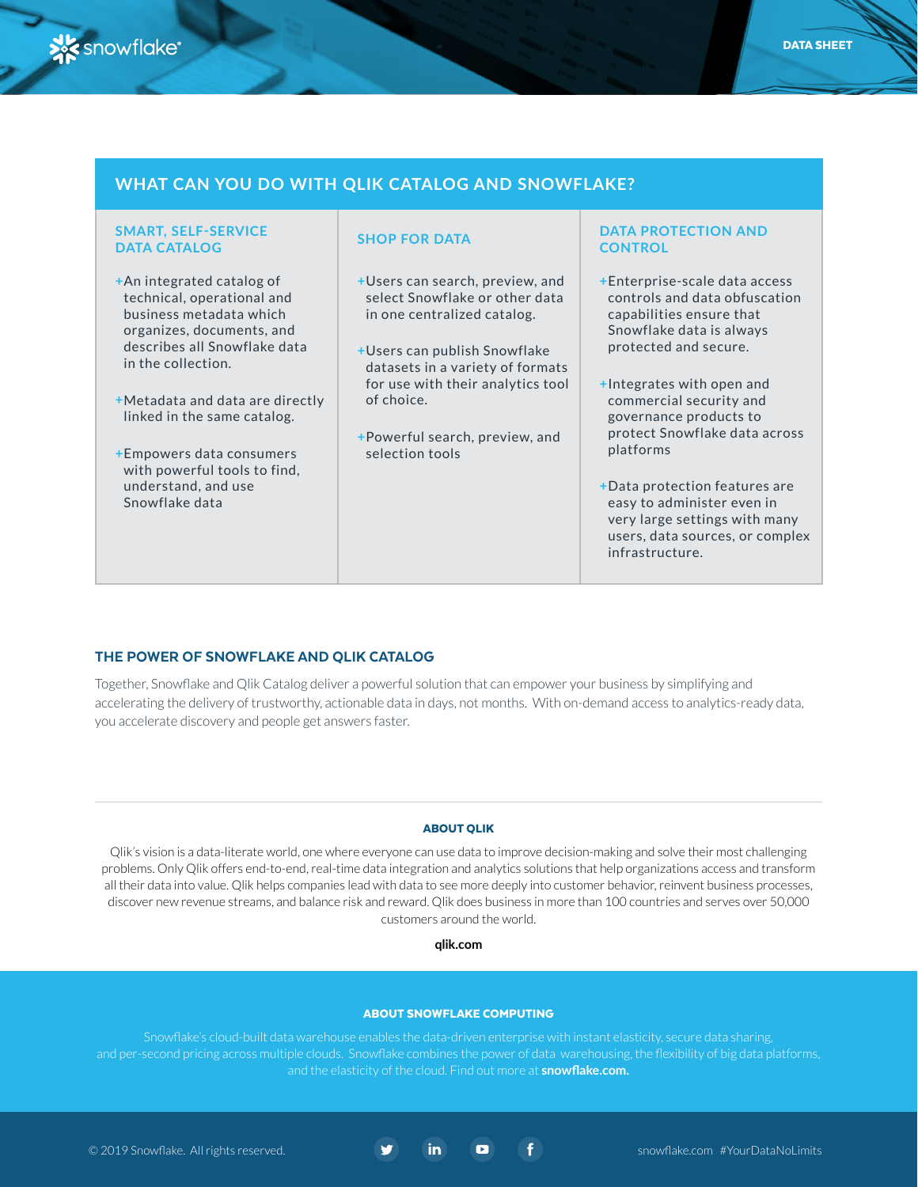## WHAT CAN YOU DO WITH QLIK CATALOG AND SNOWFLAKE?

### SMART, SELF-SERVICE DATA CATALOG

+An integrated catalog of technical, operational and business metadata which organizes, documents, and describes all Snowflake data in the collection.

+Metadata and data are directly linked in the same catalog.

+Empowers data consumers with powerful tools to find, understand, and use Snowflake data

### SHOP FOR DATA

+Users can search, preview, and select Snowflake or other data in one centralized catalog.

+Users can publish Snowflake datasets in a variety of formats for use with their analytics tool of choice.

+Powerful search, preview, and selection tools

### DATA PROTECTION AND CONTROL

+Enterprise-scale data access controls and data obfuscation capabilities ensure that Snowflake data is always protected and secure.

+Integrates with open and commercial security and governance products to protect Snowflake data across platforms

+Data protection features are easy to administer even in very large settings with many users, data sources, or complex infrastructure.

## THE POWER OF SNOWFLAKE AND QLIK CATALOG

Together, Snowflake and Qlik Catalog deliver a powerful solution that can empower your business by simplifying and accelerating the delivery of trustworthy, actionable data in days, not months. With on-demand access to analytics-ready data, you accelerate discovery and people get answers faster.

---

### ABOUT QLIK

Qlik's vision is a data-literate world, one where everyone can use data to improve decision-making and solve their most challenging problems. Only Qlik offers end-to-end, real-time data integration and analytics solutions that help organizations access and transform all their data into value. Qlik helps companies lead with data to see more deeply into customer behavior, reinvent business processes, discover new revenue streams, and balance risk and reward. Qlik does business in more than 100 countries and serves over 50,000 customers around the world.

**qlik.com**

### ABOUT SNOWFLAKE COMPUTING

Snowflake's cloud-built data warehouse enables the data-driven enterprise with instant elasticity, secure data sharing, and per-second pricing across multiple clouds. Snowflake combines the power of data warehousing, the flexibility of big data platforms, and the elasticity of the cloud. Find out more at **snowflake.com.**

© 2019 Snowflake. All rights reserved.

snowflake.com #YourDataNoLimits